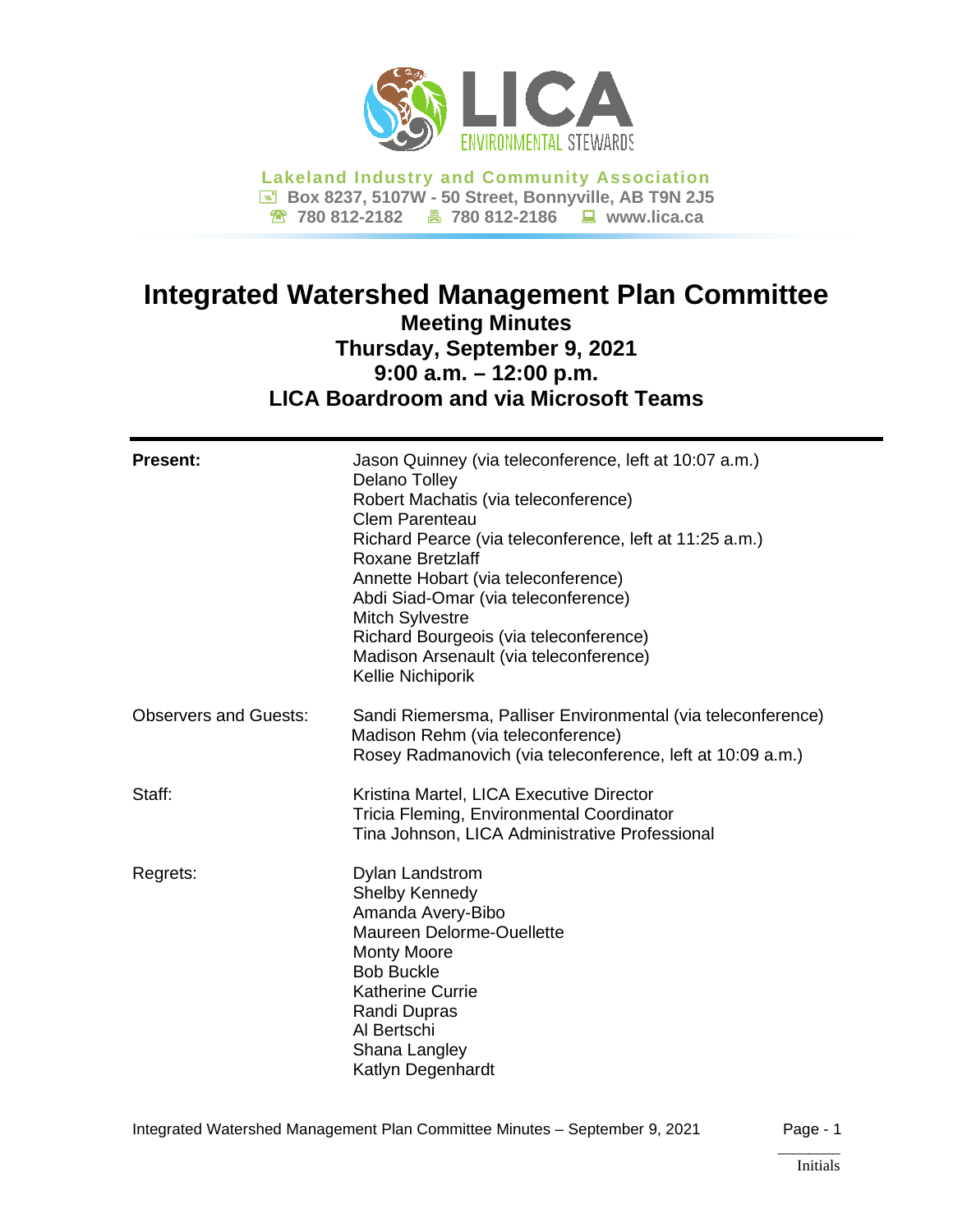**Lakeland Industry and Community Association**
Box 8237, 5107W - 50 Street, Bonnyville, AB T9N 2J5
780 812-2182 780 812-2186 www.lica.ca

# Integrated Watershed Management Plan Committee

## Meeting Minutes
## Thursday, September 9, 2021
## 9:00 a.m. – 12:00 p.m.
## LICA Boardroom and via Microsoft Teams

---

| | |
|---|---|
| **Present:** | Jason Quinney (via teleconference, left at 10:07 a.m.)<br>Delano Tolley<br>Robert Machatis (via teleconference)<br>Clem Parenteau<br>Richard Pearce (via teleconference, left at 11:25 a.m.)<br>Roxane Bretzlaff<br>Annette Hobart (via teleconference)<br>Abdi Siad-Omar (via teleconference)<br>Mitch Sylvestre<br>Richard Bourgeois (via teleconference)<br>Madison Arsenault (via teleconference)<br>Kellie Nichiporik |
| Observers and Guests: | Sandi Riemersma, Palliser Environmental (via teleconference)<br>Madison Rehm (via teleconference)<br>Rosey Radmanovich (via teleconference, left at 10:09 a.m.) |
| Staff: | Kristina Martel, LICA Executive Director<br>Tricia Fleming, Environmental Coordinator<br>Tina Johnson, LICA Administrative Professional |
| Regrets: | Dylan Landstrom<br>Shelby Kennedy<br>Amanda Avery-Bibo<br>Maureen Delorme-Ouellette<br>Monty Moore<br>Bob Buckle<br>Katherine Currie<br>Randi Dupras<br>Al Bertschi<br>Shana Langley<br>Katlyn Degenhardt |

Initials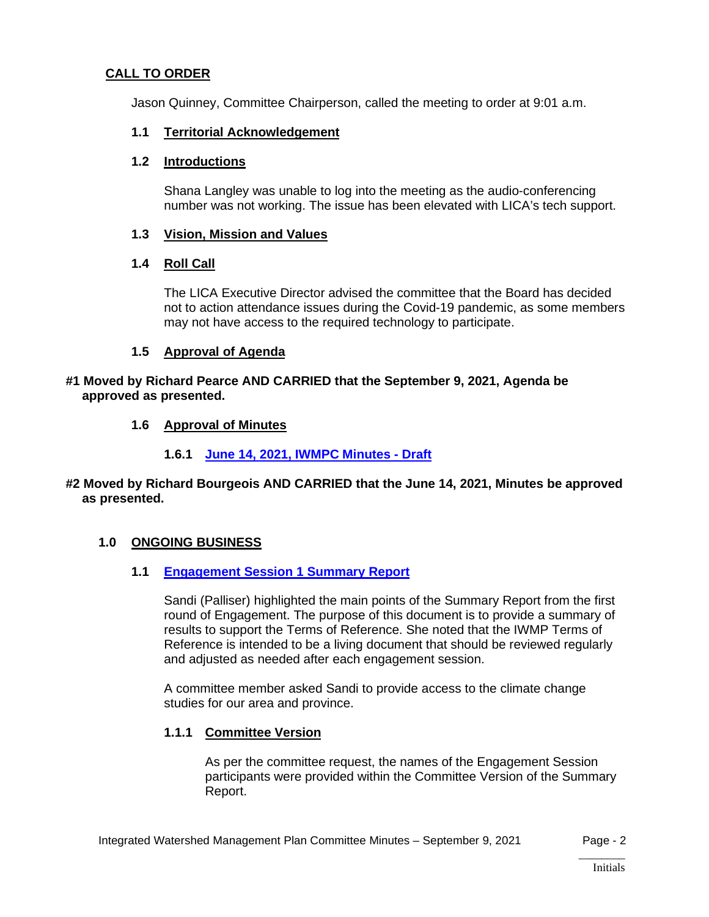## CALL TO ORDER

Jason Quinney, Committee Chairperson, called the meeting to order at 9:01 a.m.

### 1.1 Territorial Acknowledgement

### 1.2 Introductions

Shana Langley was unable to log into the meeting as the audio-conferencing number was not working. The issue has been elevated with LICA's tech support.

### 1.3 Vision, Mission and Values

### 1.4 Roll Call

The LICA Executive Director advised the committee that the Board has decided not to action attendance issues during the Covid-19 pandemic, as some members may not have access to the required technology to participate.

### 1.5 Approval of Agenda

**#1 Moved by Richard Pearce AND CARRIED that the September 9, 2021, Agenda be approved as presented.**

### 1.6 Approval of Minutes

#### 1.6.1 June 14, 2021, IWMPC Minutes - Draft

**#2 Moved by Richard Bourgeois AND CARRIED that the June 14, 2021, Minutes be approved as presented.**

## 1.0 ONGOING BUSINESS

### 1.1 Engagement Session 1 Summary Report

Sandi (Palliser) highlighted the main points of the Summary Report from the first round of Engagement. The purpose of this document is to provide a summary of results to support the Terms of Reference. She noted that the IWMP Terms of Reference is intended to be a living document that should be reviewed regularly and adjusted as needed after each engagement session.

A committee member asked Sandi to provide access to the climate change studies for our area and province.

#### 1.1.1 Committee Version

As per the committee request, the names of the Engagement Session participants were provided within the Committee Version of the Summary Report.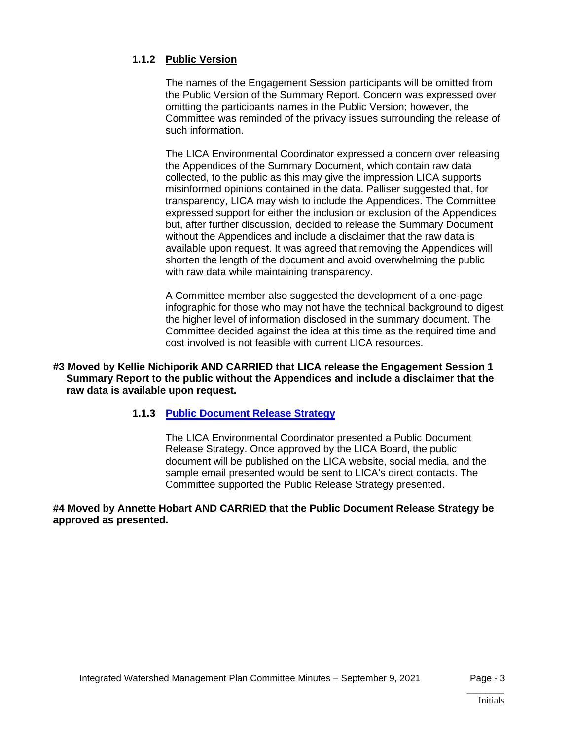### 1.1.2 Public Version

The names of the Engagement Session participants will be omitted from the Public Version of the Summary Report. Concern was expressed over omitting the participants names in the Public Version; however, the Committee was reminded of the privacy issues surrounding the release of such information.

The LICA Environmental Coordinator expressed a concern over releasing the Appendices of the Summary Document, which contain raw data collected, to the public as this may give the impression LICA supports misinformed opinions contained in the data. Palliser suggested that, for transparency, LICA may wish to include the Appendices. The Committee expressed support for either the inclusion or exclusion of the Appendices but, after further discussion, decided to release the Summary Document without the Appendices and include a disclaimer that the raw data is available upon request. It was agreed that removing the Appendices will shorten the length of the document and avoid overwhelming the public with raw data while maintaining transparency.

A Committee member also suggested the development of a one-page infographic for those who may not have the technical background to digest the higher level of information disclosed in the summary document. The Committee decided against the idea at this time as the required time and cost involved is not feasible with current LICA resources.

**#3 Moved by Kellie Nichiporik AND CARRIED that LICA release the Engagement Session 1 Summary Report to the public without the Appendices and include a disclaimer that the raw data is available upon request.**

### 1.1.3 Public Document Release Strategy

The LICA Environmental Coordinator presented a Public Document Release Strategy. Once approved by the LICA Board, the public document will be published on the LICA website, social media, and the sample email presented would be sent to LICA's direct contacts. The Committee supported the Public Release Strategy presented.

**#4 Moved by Annette Hobart AND CARRIED that the Public Document Release Strategy be approved as presented.**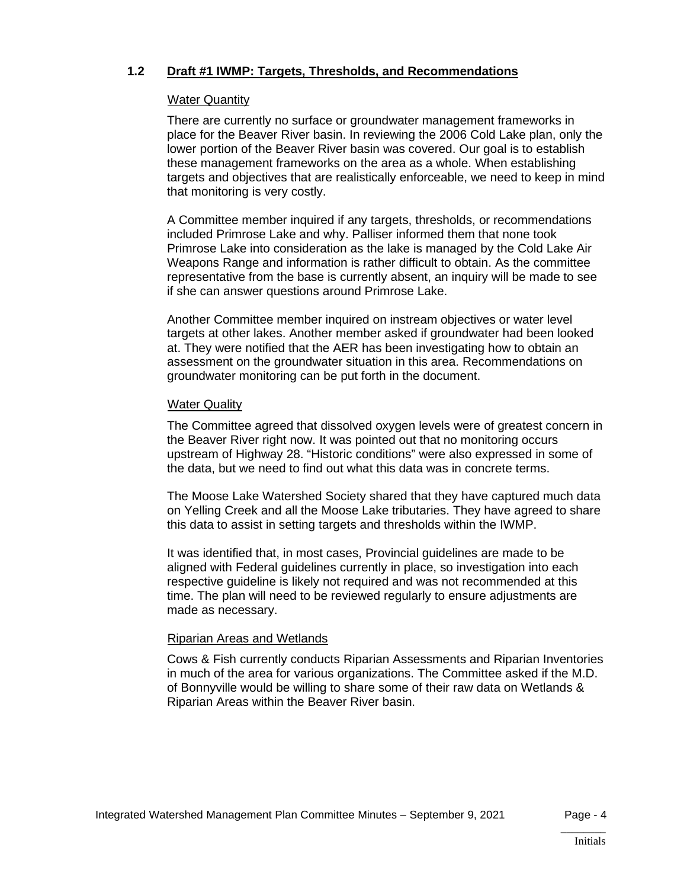## 1.2 Draft #1 IWMP: Targets, Thresholds, and Recommendations

### Water Quantity

There are currently no surface or groundwater management frameworks in place for the Beaver River basin. In reviewing the 2006 Cold Lake plan, only the lower portion of the Beaver River basin was covered. Our goal is to establish these management frameworks on the area as a whole. When establishing targets and objectives that are realistically enforceable, we need to keep in mind that monitoring is very costly.

A Committee member inquired if any targets, thresholds, or recommendations included Primrose Lake and why. Palliser informed them that none took Primrose Lake into consideration as the lake is managed by the Cold Lake Air Weapons Range and information is rather difficult to obtain. As the committee representative from the base is currently absent, an inquiry will be made to see if she can answer questions around Primrose Lake.

Another Committee member inquired on instream objectives or water level targets at other lakes. Another member asked if groundwater had been looked at. They were notified that the AER has been investigating how to obtain an assessment on the groundwater situation in this area. Recommendations on groundwater monitoring can be put forth in the document.

### Water Quality

The Committee agreed that dissolved oxygen levels were of greatest concern in the Beaver River right now. It was pointed out that no monitoring occurs upstream of Highway 28. "Historic conditions" were also expressed in some of the data, but we need to find out what this data was in concrete terms.

The Moose Lake Watershed Society shared that they have captured much data on Yelling Creek and all the Moose Lake tributaries. They have agreed to share this data to assist in setting targets and thresholds within the IWMP.

It was identified that, in most cases, Provincial guidelines are made to be aligned with Federal guidelines currently in place, so investigation into each respective guideline is likely not required and was not recommended at this time. The plan will need to be reviewed regularly to ensure adjustments are made as necessary.

### Riparian Areas and Wetlands

Cows & Fish currently conducts Riparian Assessments and Riparian Inventories in much of the area for various organizations. The Committee asked if the M.D. of Bonnyville would be willing to share some of their raw data on Wetlands & Riparian Areas within the Beaver River basin.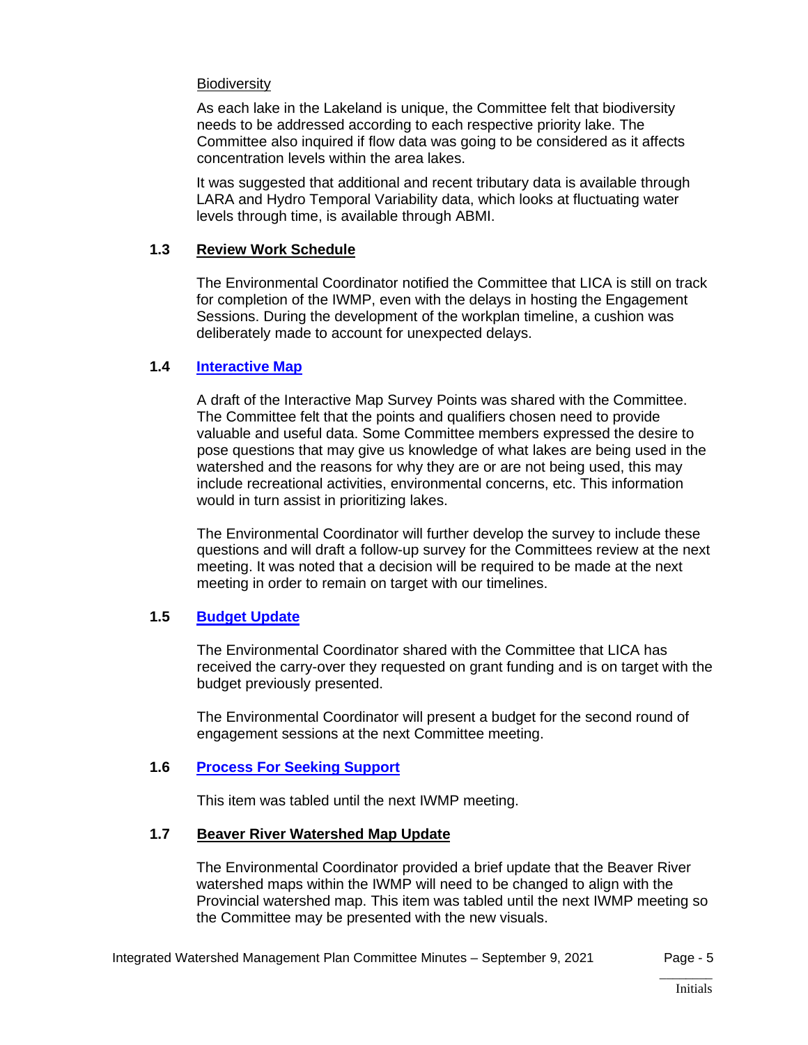Biodiversity

As each lake in the Lakeland is unique, the Committee felt that biodiversity needs to be addressed according to each respective priority lake. The Committee also inquired if flow data was going to be considered as it affects concentration levels within the area lakes.

It was suggested that additional and recent tributary data is available through LARA and Hydro Temporal Variability data, which looks at fluctuating water levels through time, is available through ABMI.

### 1.3 Review Work Schedule

The Environmental Coordinator notified the Committee that LICA is still on track for completion of the IWMP, even with the delays in hosting the Engagement Sessions. During the development of the workplan timeline, a cushion was deliberately made to account for unexpected delays.

### 1.4 Interactive Map

A draft of the Interactive Map Survey Points was shared with the Committee. The Committee felt that the points and qualifiers chosen need to provide valuable and useful data. Some Committee members expressed the desire to pose questions that may give us knowledge of what lakes are being used in the watershed and the reasons for why they are or are not being used, this may include recreational activities, environmental concerns, etc. This information would in turn assist in prioritizing lakes.

The Environmental Coordinator will further develop the survey to include these questions and will draft a follow-up survey for the Committees review at the next meeting. It was noted that a decision will be required to be made at the next meeting in order to remain on target with our timelines.

### 1.5 Budget Update

The Environmental Coordinator shared with the Committee that LICA has received the carry-over they requested on grant funding and is on target with the budget previously presented.

The Environmental Coordinator will present a budget for the second round of engagement sessions at the next Committee meeting.

### 1.6 Process For Seeking Support

This item was tabled until the next IWMP meeting.

### 1.7 Beaver River Watershed Map Update

The Environmental Coordinator provided a brief update that the Beaver River watershed maps within the IWMP will need to be changed to align with the Provincial watershed map. This item was tabled until the next IWMP meeting so the Committee may be presented with the new visuals.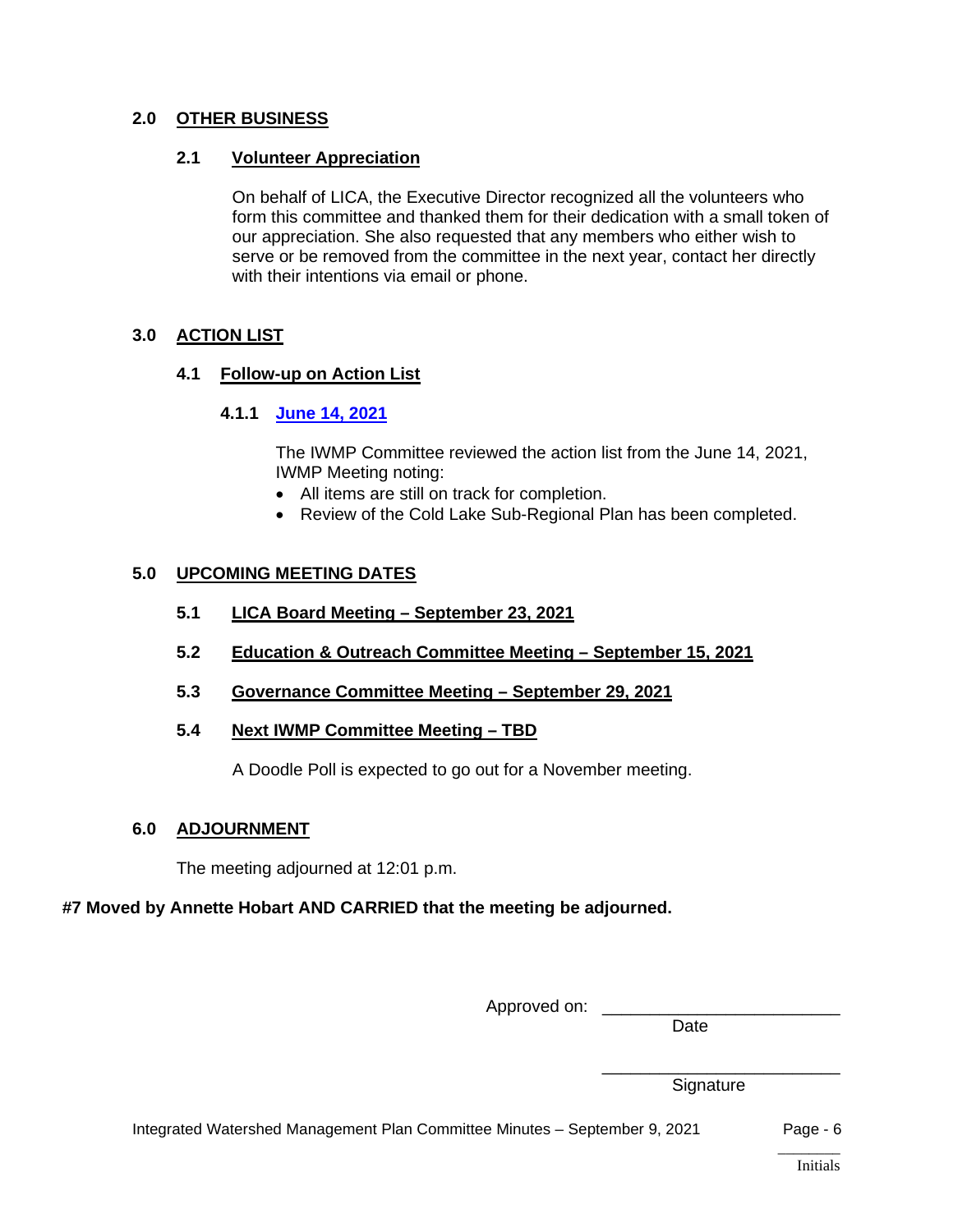## 2.0 OTHER BUSINESS

### 2.1 Volunteer Appreciation

On behalf of LICA, the Executive Director recognized all the volunteers who form this committee and thanked them for their dedication with a small token of our appreciation. She also requested that any members who either wish to serve or be removed from the committee in the next year, contact her directly with their intentions via email or phone.

## 3.0 ACTION LIST

### 4.1 Follow-up on Action List

#### 4.1.1 June 14, 2021

The IWMP Committee reviewed the action list from the June 14, 2021, IWMP Meeting noting:

- All items are still on track for completion.
- Review of the Cold Lake Sub-Regional Plan has been completed.

## 5.0 UPCOMING MEETING DATES

### 5.1 LICA Board Meeting – September 23, 2021

### 5.2 Education & Outreach Committee Meeting – September 15, 2021

### 5.3 Governance Committee Meeting – September 29, 2021

### 5.4 Next IWMP Committee Meeting – TBD

A Doodle Poll is expected to go out for a November meeting.

## 6.0 ADJOURNMENT

The meeting adjourned at 12:01 p.m.

**#7 Moved by Annette Hobart AND CARRIED that the meeting be adjourned.**

Approved on: ________________________
Date

________________________
Signature

Integrated Watershed Management Plan Committee Minutes – September 9, 2021

_______
Initials